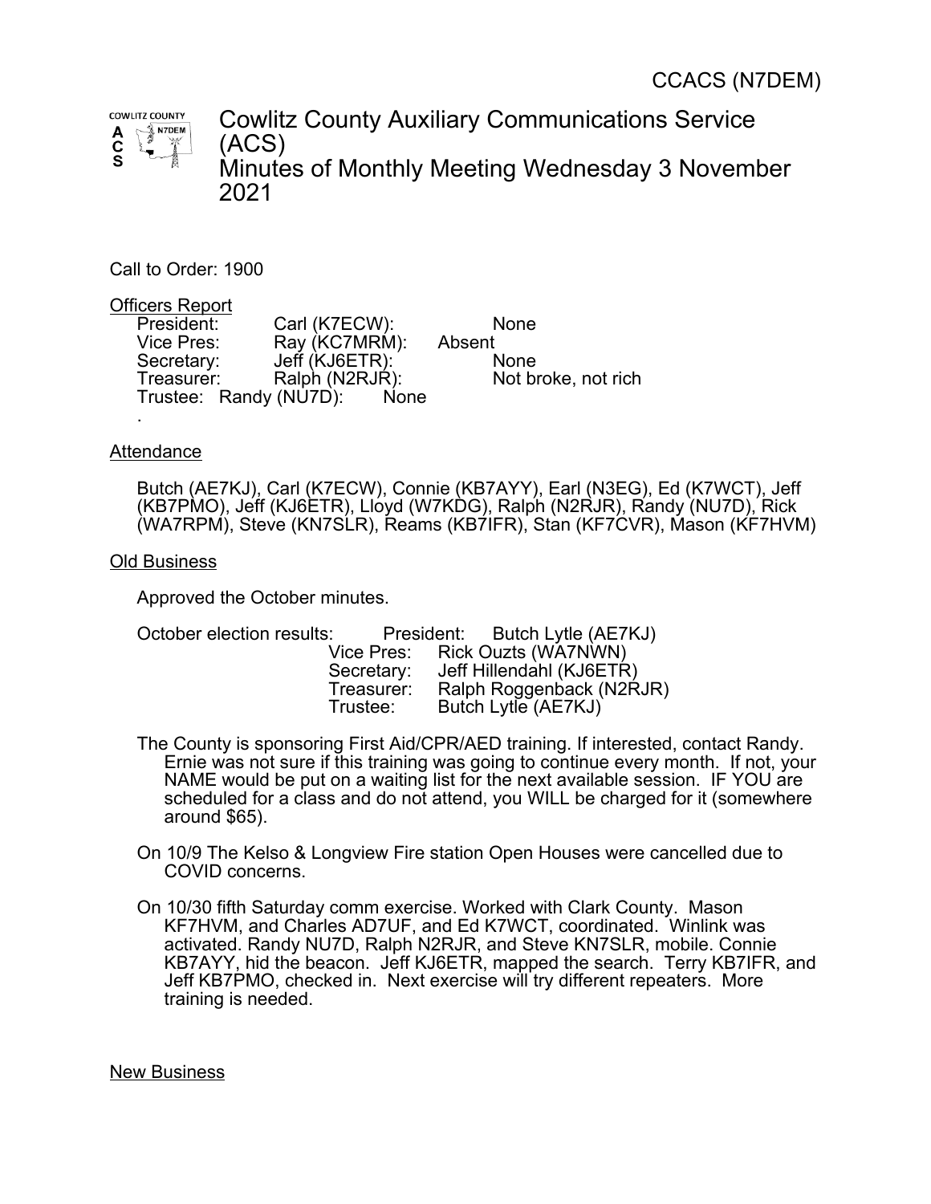CCACS (N7DEM)

# Cowlitz County Auxiliary Communications Service (ACS)
# Minutes of Monthly Meeting Wednesday 3 November 2021

Call to Order: 1900

<u>Officers Report</u>

| | | |
|---|---|---|
| President: | Carl (K7ECW): | None |
| Vice Pres: | Ray (KC7MRM): | Absent |
| Secretary: | Jeff (KJ6ETR): | None |
| Treasurer: | Ralph (N2RJR): | Not broke, not rich |
| Trustee: | Randy (NU7D): | None |

.

<u>Attendance</u>

Butch (AE7KJ), Carl (K7ECW), Connie (KB7AYY), Earl (N3EG), Ed (K7WCT), Jeff (KB7PMO), Jeff (KJ6ETR), Lloyd (W7KDG), Ralph (N2RJR), Randy (NU7D), Rick (WA7RPM), Steve (KN7SLR), Reams (KB7IFR), Stan (KF7CVR), Mason (KF7HVM)

<u>Old Business</u>

Approved the October minutes.

October election results:

| | |
|---|---|
| President: | Butch Lytle (AE7KJ) |
| Vice Pres: | Rick Ouzts (WA7NWN) |
| Secretary: | Jeff Hillendahl (KJ6ETR) |
| Treasurer: | Ralph Roggenback (N2RJR) |
| Trustee: | Butch Lytle (AE7KJ) |

The County is sponsoring First Aid/CPR/AED training. If interested, contact Randy. Ernie was not sure if this training was going to continue every month. If not, your NAME would be put on a waiting list for the next available session. IF YOU are scheduled for a class and do not attend, you WILL be charged for it (somewhere around $65).

On 10/9 The Kelso & Longview Fire station Open Houses were cancelled due to COVID concerns.

On 10/30 fifth Saturday comm exercise. Worked with Clark County. Mason KF7HVM, and Charles AD7UF, and Ed K7WCT, coordinated. Winlink was activated. Randy NU7D, Ralph N2RJR, and Steve KN7SLR, mobile. Connie KB7AYY, hid the beacon. Jeff KJ6ETR, mapped the search. Terry KB7IFR, and Jeff KB7PMO, checked in. Next exercise will try different repeaters. More training is needed.

<u>New Business</u>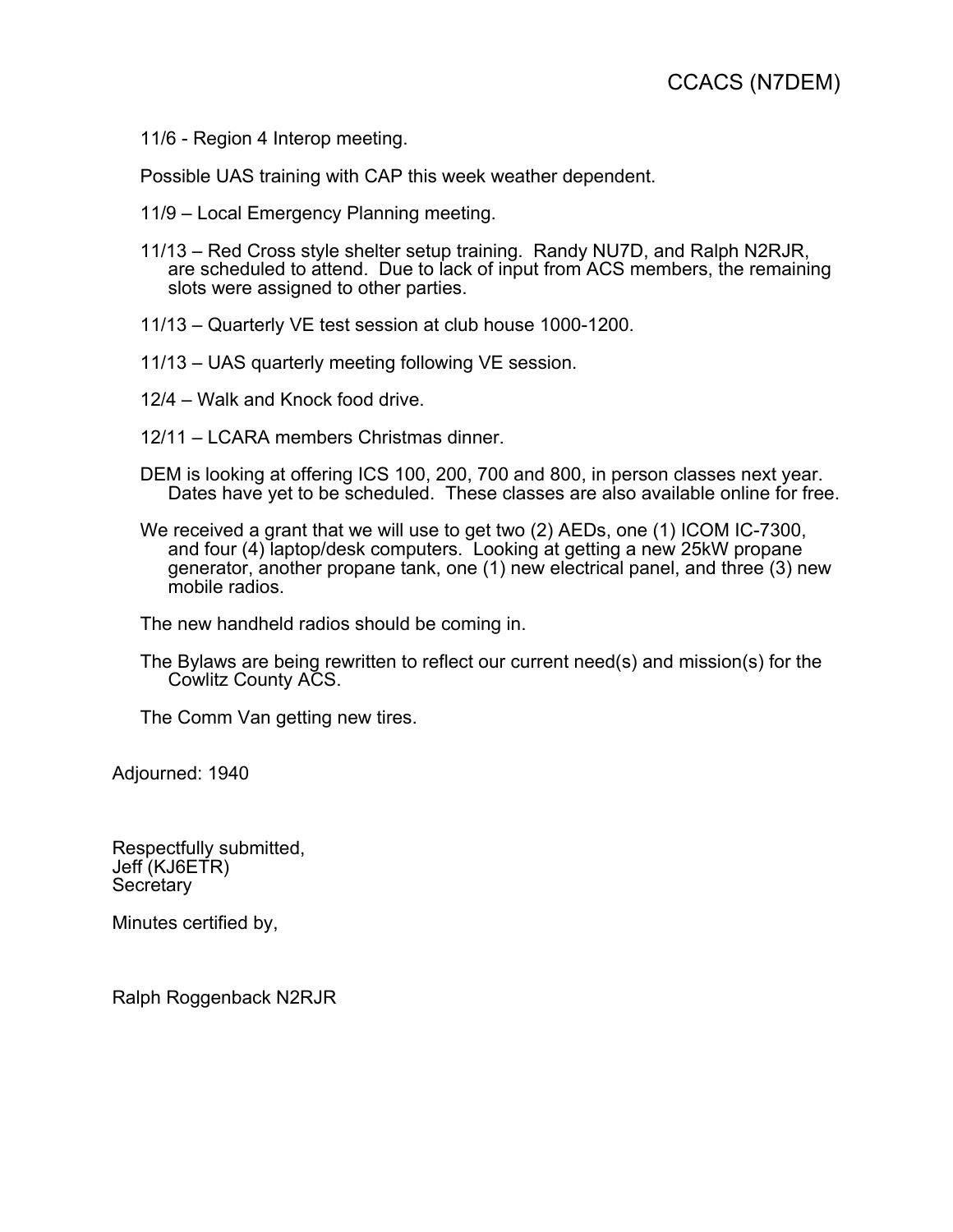## CCACS (N7DEM)

11/6 - Region 4 Interop meeting.

Possible UAS training with CAP this week weather dependent.

11/9 – Local Emergency Planning meeting.

11/13 – Red Cross style shelter setup training. Randy NU7D, and Ralph N2RJR, are scheduled to attend. Due to lack of input from ACS members, the remaining slots were assigned to other parties.

11/13 – Quarterly VE test session at club house 1000-1200.

11/13 – UAS quarterly meeting following VE session.

12/4 – Walk and Knock food drive.

12/11 – LCARA members Christmas dinner.

DEM is looking at offering ICS 100, 200, 700 and 800, in person classes next year. Dates have yet to be scheduled. These classes are also available online for free.

We received a grant that we will use to get two (2) AEDs, one (1) ICOM IC-7300, and four (4) laptop/desk computers. Looking at getting a new 25kW propane generator, another propane tank, one (1) new electrical panel, and three (3) new mobile radios.

The new handheld radios should be coming in.

The Bylaws are being rewritten to reflect our current need(s) and mission(s) for the Cowlitz County ACS.

The Comm Van getting new tires.

Adjourned: 1940

Respectfully submitted,
Jeff (KJ6ETR)
Secretary

Minutes certified by,

Ralph Roggenback N2RJR